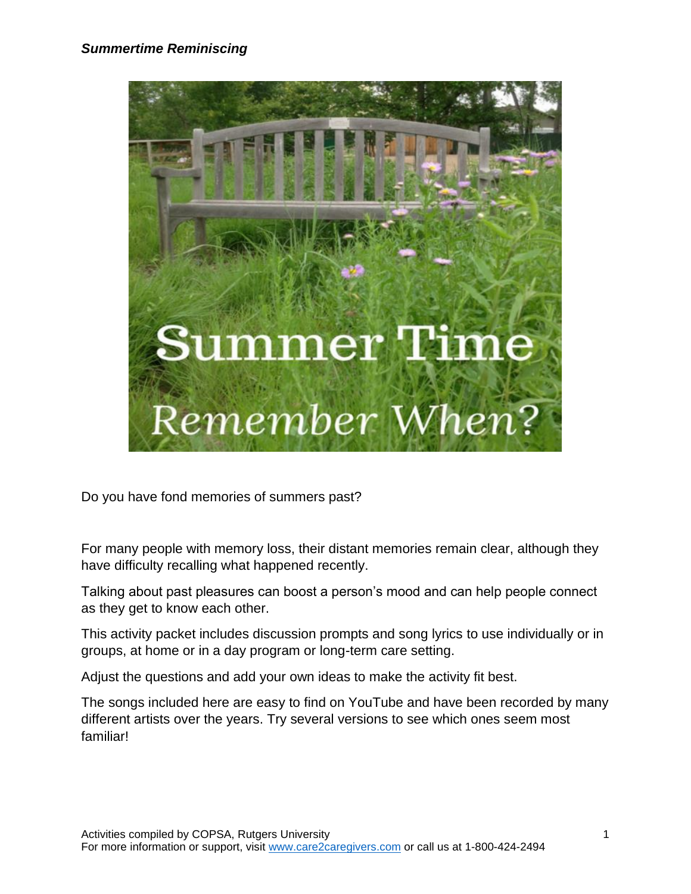***Summertime Reminiscing***

Do you have fond memories of summers past?

For many people with memory loss, their distant memories remain clear, although they have difficulty recalling what happened recently.

Talking about past pleasures can boost a person's mood and can help people connect as they get to know each other.

This activity packet includes discussion prompts and song lyrics to use individually or in groups, at home or in a day program or long-term care setting.

Adjust the questions and add your own ideas to make the activity fit best.

The songs included here are easy to find on YouTube and have been recorded by many different artists over the years. Try several versions to see which ones seem most familiar!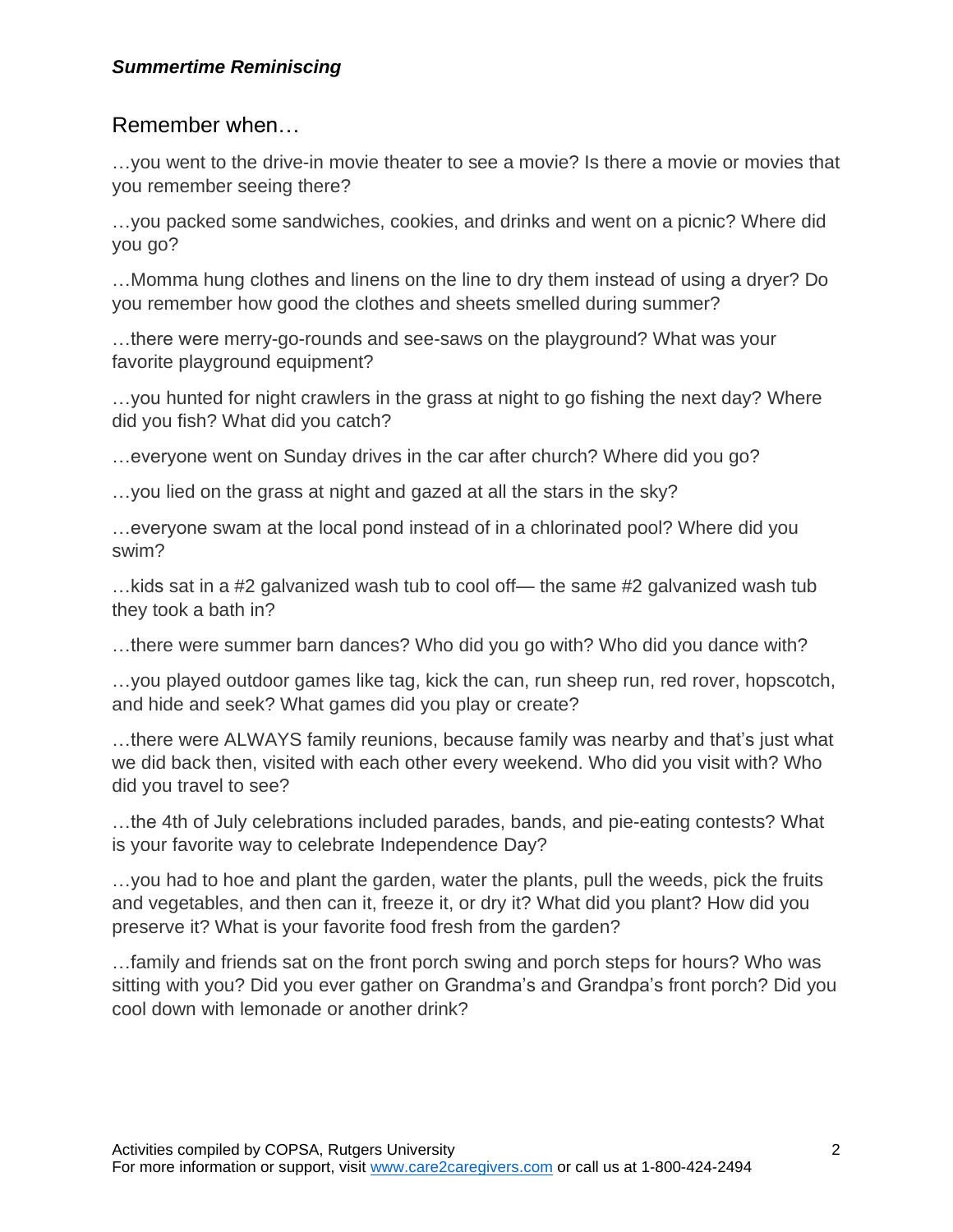***Summertime Reminiscing***

## Remember when…

…you went to the drive-in movie theater to see a movie? Is there a movie or movies that you remember seeing there?

…you packed some sandwiches, cookies, and drinks and went on a picnic? Where did you go?

…Momma hung clothes and linens on the line to dry them instead of using a dryer? Do you remember how good the clothes and sheets smelled during summer?

…there were merry-go-rounds and see-saws on the playground? What was your favorite playground equipment?

…you hunted for night crawlers in the grass at night to go fishing the next day? Where did you fish? What did you catch?

…everyone went on Sunday drives in the car after church? Where did you go?

…you lied on the grass at night and gazed at all the stars in the sky?

…everyone swam at the local pond instead of in a chlorinated pool? Where did you swim?

…kids sat in a #2 galvanized wash tub to cool off— the same #2 galvanized wash tub they took a bath in?

…there were summer barn dances? Who did you go with? Who did you dance with?

…you played outdoor games like tag, kick the can, run sheep run, red rover, hopscotch, and hide and seek? What games did you play or create?

…there were ALWAYS family reunions, because family was nearby and that's just what we did back then, visited with each other every weekend. Who did you visit with? Who did you travel to see?

…the 4th of July celebrations included parades, bands, and pie-eating contests? What is your favorite way to celebrate Independence Day?

…you had to hoe and plant the garden, water the plants, pull the weeds, pick the fruits and vegetables, and then can it, freeze it, or dry it? What did you plant? How did you preserve it? What is your favorite food fresh from the garden?

…family and friends sat on the front porch swing and porch steps for hours? Who was sitting with you? Did you ever gather on Grandma's and Grandpa's front porch? Did you cool down with lemonade or another drink?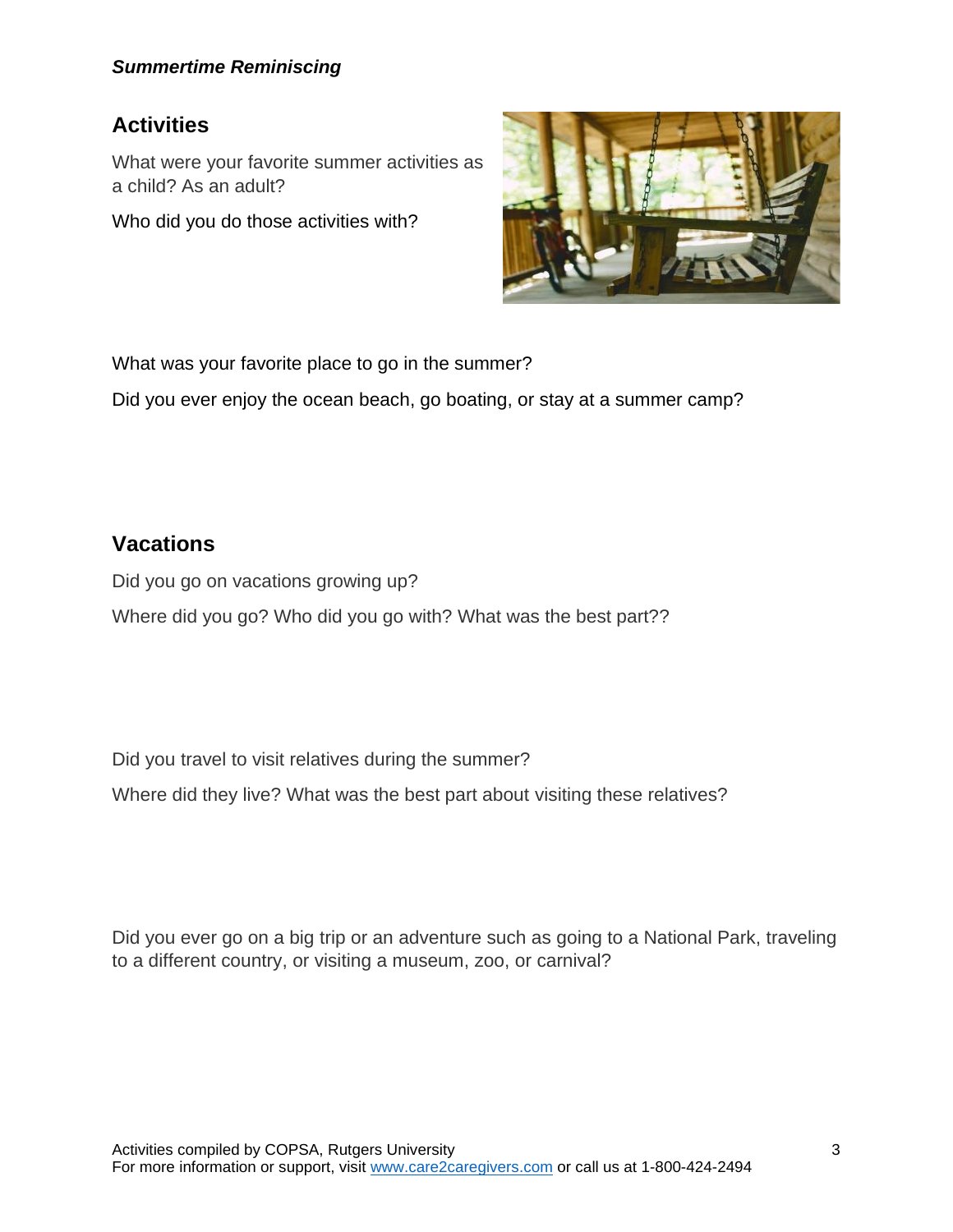## Activities

What were your favorite summer activities as a child? As an adult?

Who did you do those activities with?

What was your favorite place to go in the summer?

Did you ever enjoy the ocean beach, go boating, or stay at a summer camp?

## Vacations

Did you go on vacations growing up?

Where did you go? Who did you go with? What was the best part??

Did you travel to visit relatives during the summer?

Where did they live? What was the best part about visiting these relatives?

Did you ever go on a big trip or an adventure such as going to a National Park, traveling to a different country, or visiting a museum, zoo, or carnival?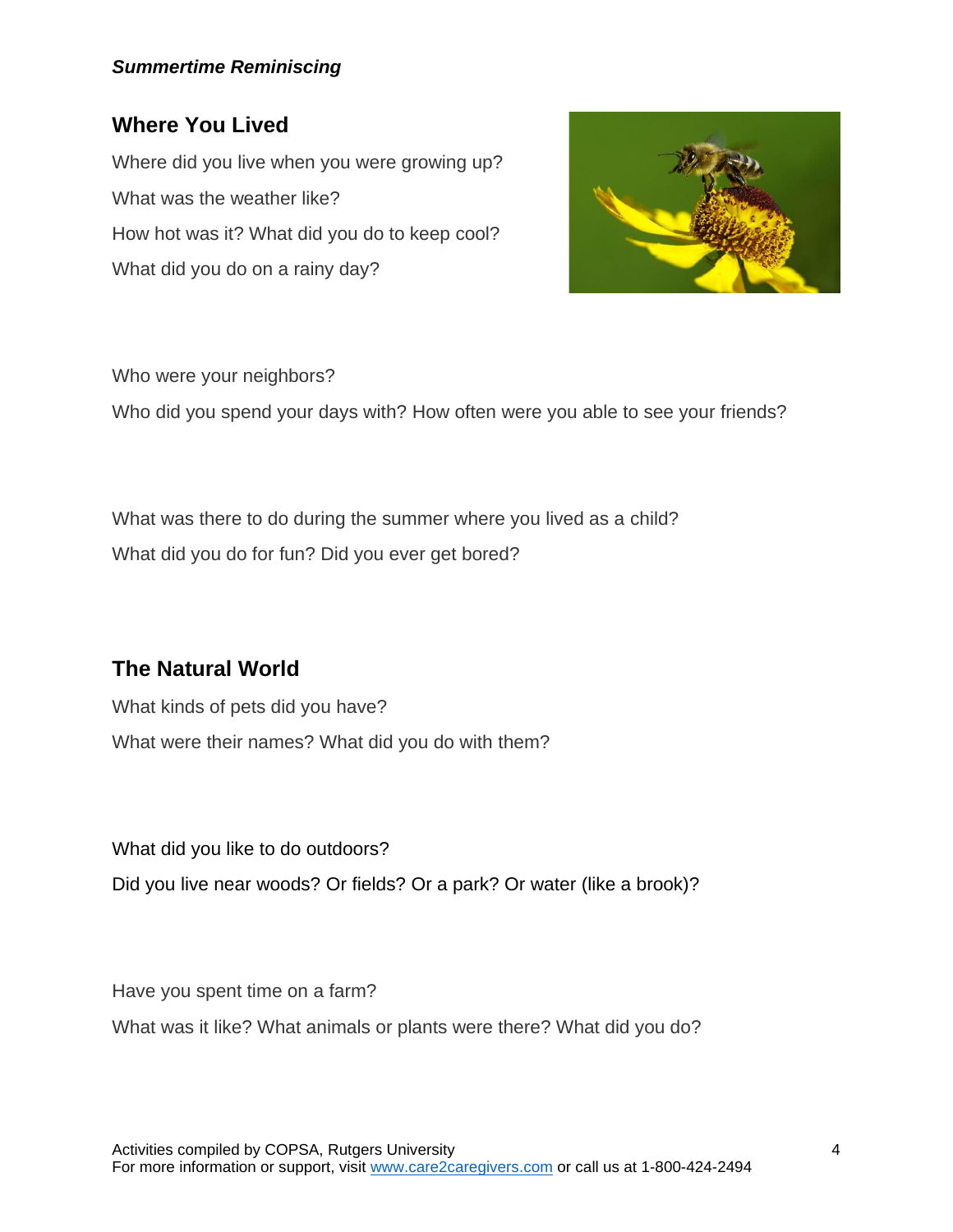## Where You Lived

Where did you live when you were growing up?

What was the weather like?

How hot was it? What did you do to keep cool?

What did you do on a rainy day?

Who were your neighbors?

Who did you spend your days with? How often were you able to see your friends?

What was there to do during the summer where you lived as a child?

What did you do for fun? Did you ever get bored?

## The Natural World

What kinds of pets did you have?

What were their names? What did you do with them?

What did you like to do outdoors?

Did you live near woods? Or fields? Or a park? Or water (like a brook)?

Have you spent time on a farm?

What was it like? What animals or plants were there? What did you do?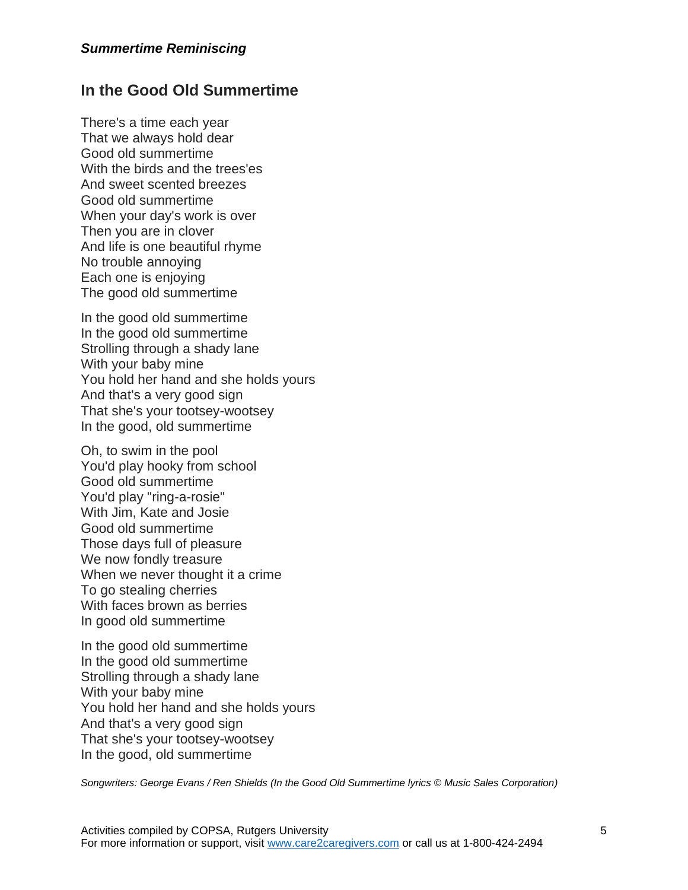*Summertime Reminiscing*

## In the Good Old Summertime

There's a time each year
That we always hold dear
Good old summertime
With the birds and the trees'es
And sweet scented breezes
Good old summertime
When your day's work is over
Then you are in clover
And life is one beautiful rhyme
No trouble annoying
Each one is enjoying
The good old summertime

In the good old summertime
In the good old summertime
Strolling through a shady lane
With your baby mine
You hold her hand and she holds yours
And that's a very good sign
That she's your tootsey-wootsey
In the good, old summertime

Oh, to swim in the pool
You'd play hooky from school
Good old summertime
You'd play "ring-a-rosie"
With Jim, Kate and Josie
Good old summertime
Those days full of pleasure
We now fondly treasure
When we never thought it a crime
To go stealing cherries
With faces brown as berries
In good old summertime

In the good old summertime
In the good old summertime
Strolling through a shady lane
With your baby mine
You hold her hand and she holds yours
And that's a very good sign
That she's your tootsey-wootsey
In the good, old summertime

*Songwriters: George Evans / Ren Shields (In the Good Old Summertime lyrics © Music Sales Corporation)*

Activities compiled by COPSA, Rutgers University
For more information or support, visit [www.care2caregivers.com](http://www.care2caregivers.com) or call us at 1-800-424-2494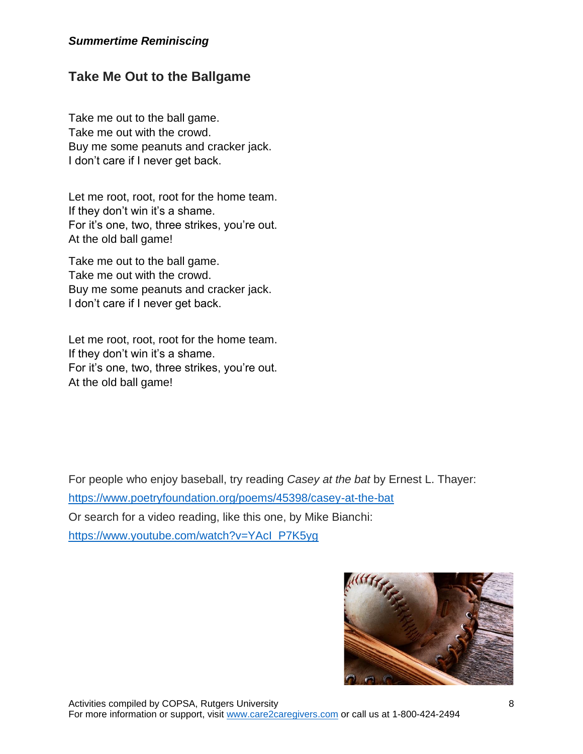*Summertime Reminiscing*

## Take Me Out to the Ballgame

Take me out to the ball game.
Take me out with the crowd.
Buy me some peanuts and cracker jack.
I don't care if I never get back.

Let me root, root, root for the home team.
If they don't win it's a shame.
For it's one, two, three strikes, you're out.
At the old ball game!

Take me out to the ball game.
Take me out with the crowd.
Buy me some peanuts and cracker jack.
I don't care if I never get back.

Let me root, root, root for the home team.
If they don't win it's a shame.
For it's one, two, three strikes, you're out.
At the old ball game!

For people who enjoy baseball, try reading *Casey at the bat* by Ernest L. Thayer:
https://www.poetryfoundation.org/poems/45398/casey-at-the-bat
Or search for a video reading, like this one, by Mike Bianchi:
https://www.youtube.com/watch?v=YAcI_P7K5yg

Activities compiled by COPSA, Rutgers University
For more information or support, visit www.care2caregivers.com or call us at 1-800-424-2494